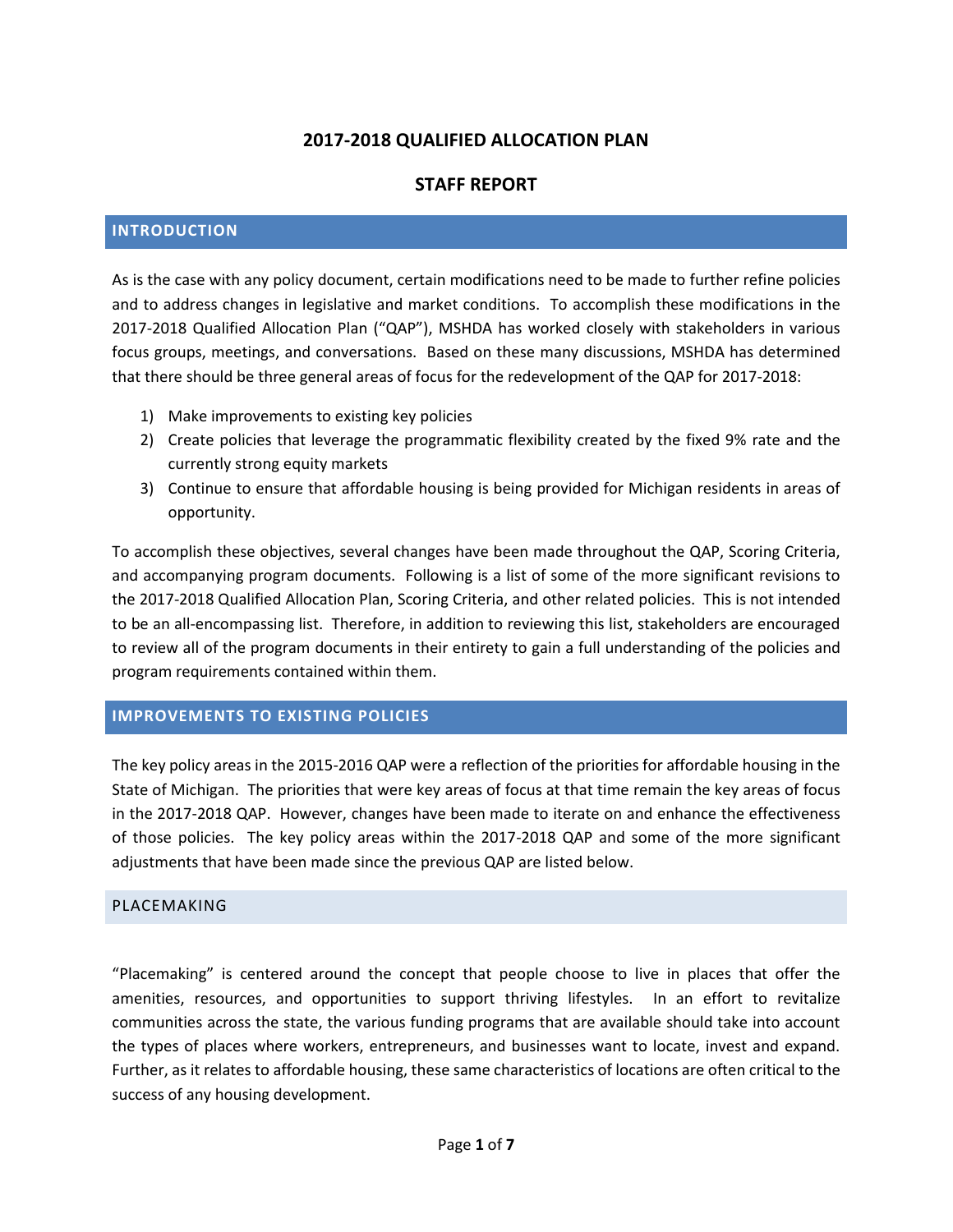# 2017-2018 QUALIFIED ALLOCATION PLAN

## STAFF REPORT

## INTRODUCTION

As is the case with any policy document, certain modifications need to be made to further refine policies and to address changes in legislative and market conditions. To accomplish these modifications in the 2017-2018 Qualified Allocation Plan ("QAP"), MSHDA has worked closely with stakeholders in various focus groups, meetings, and conversations. Based on these many discussions, MSHDA has determined that there should be three general areas of focus for the redevelopment of the QAP for 2017-2018:

1) Make improvements to existing key policies
2) Create policies that leverage the programmatic flexibility created by the fixed 9% rate and the currently strong equity markets
3) Continue to ensure that affordable housing is being provided for Michigan residents in areas of opportunity.

To accomplish these objectives, several changes have been made throughout the QAP, Scoring Criteria, and accompanying program documents. Following is a list of some of the more significant revisions to the 2017-2018 Qualified Allocation Plan, Scoring Criteria, and other related policies. This is not intended to be an all-encompassing list. Therefore, in addition to reviewing this list, stakeholders are encouraged to review all of the program documents in their entirety to gain a full understanding of the policies and program requirements contained within them.

## IMPROVEMENTS TO EXISTING POLICIES

The key policy areas in the 2015-2016 QAP were a reflection of the priorities for affordable housing in the State of Michigan. The priorities that were key areas of focus at that time remain the key areas of focus in the 2017-2018 QAP. However, changes have been made to iterate on and enhance the effectiveness of those policies. The key policy areas within the 2017-2018 QAP and some of the more significant adjustments that have been made since the previous QAP are listed below.

### PLACEMAKING

"Placemaking" is centered around the concept that people choose to live in places that offer the amenities, resources, and opportunities to support thriving lifestyles. In an effort to revitalize communities across the state, the various funding programs that are available should take into account the types of places where workers, entrepreneurs, and businesses want to locate, invest and expand. Further, as it relates to affordable housing, these same characteristics of locations are often critical to the success of any housing development.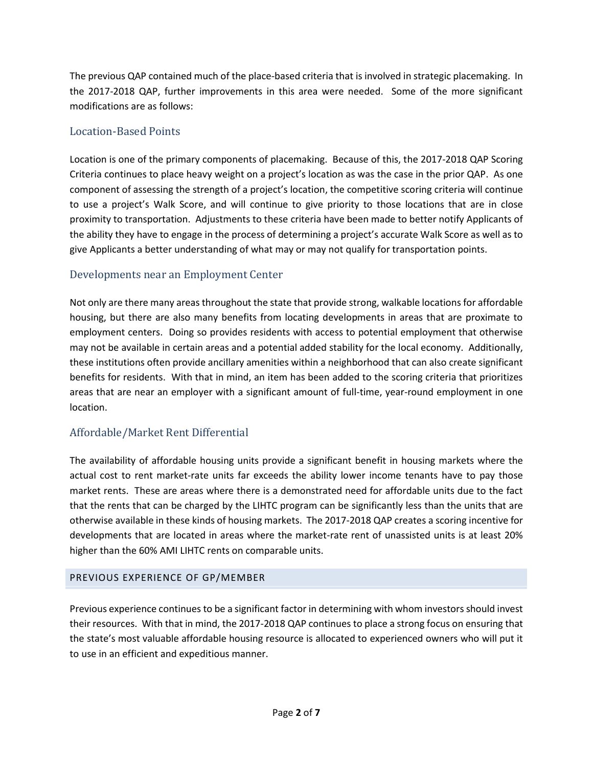The previous QAP contained much of the place-based criteria that is involved in strategic placemaking. In the 2017-2018 QAP, further improvements in this area were needed. Some of the more significant modifications are as follows:

### Location-Based Points

Location is one of the primary components of placemaking. Because of this, the 2017-2018 QAP Scoring Criteria continues to place heavy weight on a project's location as was the case in the prior QAP. As one component of assessing the strength of a project's location, the competitive scoring criteria will continue to use a project's Walk Score, and will continue to give priority to those locations that are in close proximity to transportation. Adjustments to these criteria have been made to better notify Applicants of the ability they have to engage in the process of determining a project's accurate Walk Score as well as to give Applicants a better understanding of what may or may not qualify for transportation points.

### Developments near an Employment Center

Not only are there many areas throughout the state that provide strong, walkable locations for affordable housing, but there are also many benefits from locating developments in areas that are proximate to employment centers. Doing so provides residents with access to potential employment that otherwise may not be available in certain areas and a potential added stability for the local economy. Additionally, these institutions often provide ancillary amenities within a neighborhood that can also create significant benefits for residents. With that in mind, an item has been added to the scoring criteria that prioritizes areas that are near an employer with a significant amount of full-time, year-round employment in one location.

### Affordable/Market Rent Differential

The availability of affordable housing units provide a significant benefit in housing markets where the actual cost to rent market-rate units far exceeds the ability lower income tenants have to pay those market rents. These are areas where there is a demonstrated need for affordable units due to the fact that the rents that can be charged by the LIHTC program can be significantly less than the units that are otherwise available in these kinds of housing markets. The 2017-2018 QAP creates a scoring incentive for developments that are located in areas where the market-rate rent of unassisted units is at least 20% higher than the 60% AMI LIHTC rents on comparable units.

## PREVIOUS EXPERIENCE OF GP/MEMBER

Previous experience continues to be a significant factor in determining with whom investors should invest their resources. With that in mind, the 2017-2018 QAP continues to place a strong focus on ensuring that the state's most valuable affordable housing resource is allocated to experienced owners who will put it to use in an efficient and expeditious manner.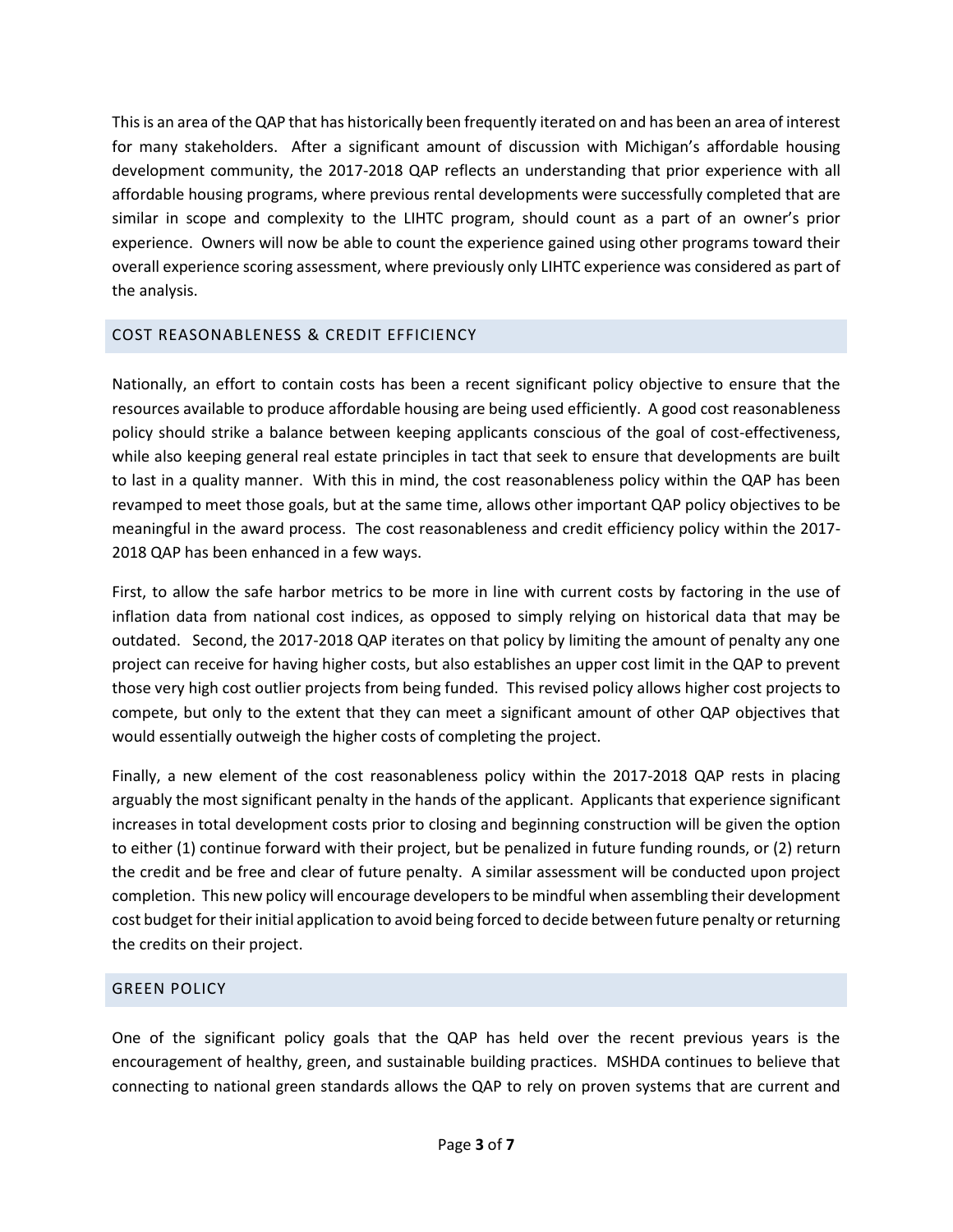This is an area of the QAP that has historically been frequently iterated on and has been an area of interest for many stakeholders. After a significant amount of discussion with Michigan's affordable housing development community, the 2017-2018 QAP reflects an understanding that prior experience with all affordable housing programs, where previous rental developments were successfully completed that are similar in scope and complexity to the LIHTC program, should count as a part of an owner's prior experience. Owners will now be able to count the experience gained using other programs toward their overall experience scoring assessment, where previously only LIHTC experience was considered as part of the analysis.

## COST REASONABLENESS & CREDIT EFFICIENCY

Nationally, an effort to contain costs has been a recent significant policy objective to ensure that the resources available to produce affordable housing are being used efficiently. A good cost reasonableness policy should strike a balance between keeping applicants conscious of the goal of cost-effectiveness, while also keeping general real estate principles in tact that seek to ensure that developments are built to last in a quality manner. With this in mind, the cost reasonableness policy within the QAP has been revamped to meet those goals, but at the same time, allows other important QAP policy objectives to be meaningful in the award process. The cost reasonableness and credit efficiency policy within the 2017-2018 QAP has been enhanced in a few ways.

First, to allow the safe harbor metrics to be more in line with current costs by factoring in the use of inflation data from national cost indices, as opposed to simply relying on historical data that may be outdated. Second, the 2017-2018 QAP iterates on that policy by limiting the amount of penalty any one project can receive for having higher costs, but also establishes an upper cost limit in the QAP to prevent those very high cost outlier projects from being funded. This revised policy allows higher cost projects to compete, but only to the extent that they can meet a significant amount of other QAP objectives that would essentially outweigh the higher costs of completing the project.

Finally, a new element of the cost reasonableness policy within the 2017-2018 QAP rests in placing arguably the most significant penalty in the hands of the applicant. Applicants that experience significant increases in total development costs prior to closing and beginning construction will be given the option to either (1) continue forward with their project, but be penalized in future funding rounds, or (2) return the credit and be free and clear of future penalty. A similar assessment will be conducted upon project completion. This new policy will encourage developers to be mindful when assembling their development cost budget for their initial application to avoid being forced to decide between future penalty or returning the credits on their project.

## GREEN POLICY

One of the significant policy goals that the QAP has held over the recent previous years is the encouragement of healthy, green, and sustainable building practices. MSHDA continues to believe that connecting to national green standards allows the QAP to rely on proven systems that are current and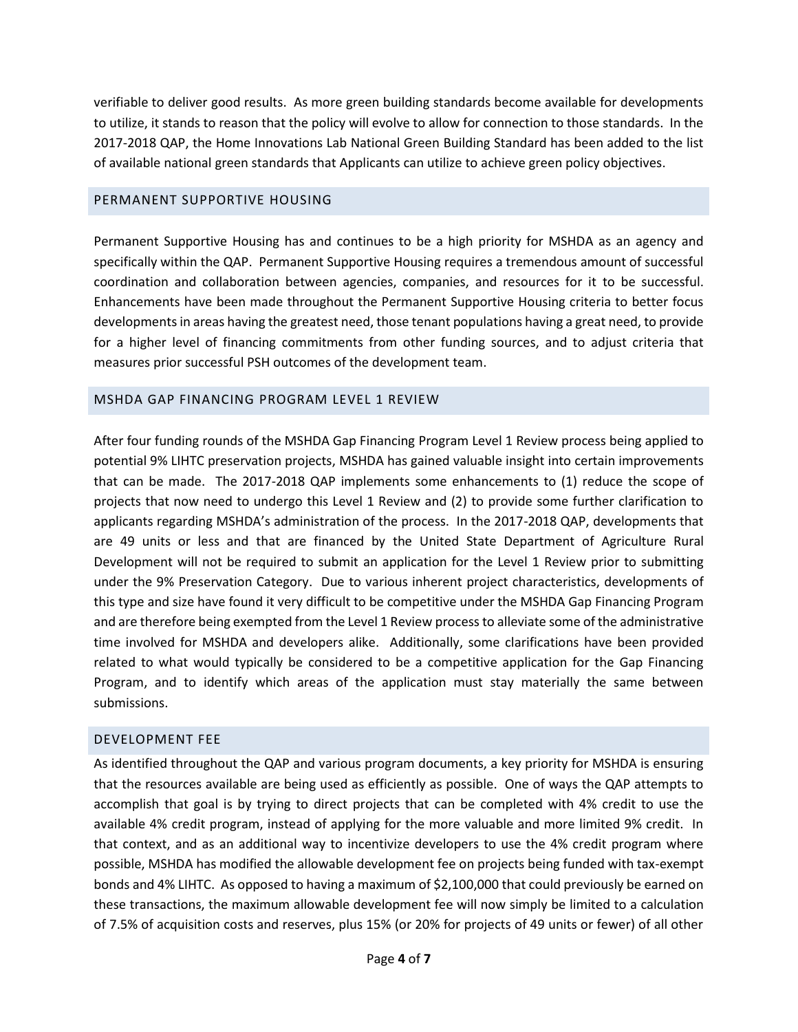verifiable to deliver good results. As more green building standards become available for developments to utilize, it stands to reason that the policy will evolve to allow for connection to those standards. In the 2017-2018 QAP, the Home Innovations Lab National Green Building Standard has been added to the list of available national green standards that Applicants can utilize to achieve green policy objectives.

## PERMANENT SUPPORTIVE HOUSING

Permanent Supportive Housing has and continues to be a high priority for MSHDA as an agency and specifically within the QAP. Permanent Supportive Housing requires a tremendous amount of successful coordination and collaboration between agencies, companies, and resources for it to be successful. Enhancements have been made throughout the Permanent Supportive Housing criteria to better focus developments in areas having the greatest need, those tenant populations having a great need, to provide for a higher level of financing commitments from other funding sources, and to adjust criteria that measures prior successful PSH outcomes of the development team.

## MSHDA GAP FINANCING PROGRAM LEVEL 1 REVIEW

After four funding rounds of the MSHDA Gap Financing Program Level 1 Review process being applied to potential 9% LIHTC preservation projects, MSHDA has gained valuable insight into certain improvements that can be made. The 2017-2018 QAP implements some enhancements to (1) reduce the scope of projects that now need to undergo this Level 1 Review and (2) to provide some further clarification to applicants regarding MSHDA's administration of the process. In the 2017-2018 QAP, developments that are 49 units or less and that are financed by the United State Department of Agriculture Rural Development will not be required to submit an application for the Level 1 Review prior to submitting under the 9% Preservation Category. Due to various inherent project characteristics, developments of this type and size have found it very difficult to be competitive under the MSHDA Gap Financing Program and are therefore being exempted from the Level 1 Review process to alleviate some of the administrative time involved for MSHDA and developers alike. Additionally, some clarifications have been provided related to what would typically be considered to be a competitive application for the Gap Financing Program, and to identify which areas of the application must stay materially the same between submissions.

## DEVELOPMENT FEE

As identified throughout the QAP and various program documents, a key priority for MSHDA is ensuring that the resources available are being used as efficiently as possible. One of ways the QAP attempts to accomplish that goal is by trying to direct projects that can be completed with 4% credit to use the available 4% credit program, instead of applying for the more valuable and more limited 9% credit. In that context, and as an additional way to incentivize developers to use the 4% credit program where possible, MSHDA has modified the allowable development fee on projects being funded with tax-exempt bonds and 4% LIHTC. As opposed to having a maximum of $2,100,000 that could previously be earned on these transactions, the maximum allowable development fee will now simply be limited to a calculation of 7.5% of acquisition costs and reserves, plus 15% (or 20% for projects of 49 units or fewer) of all other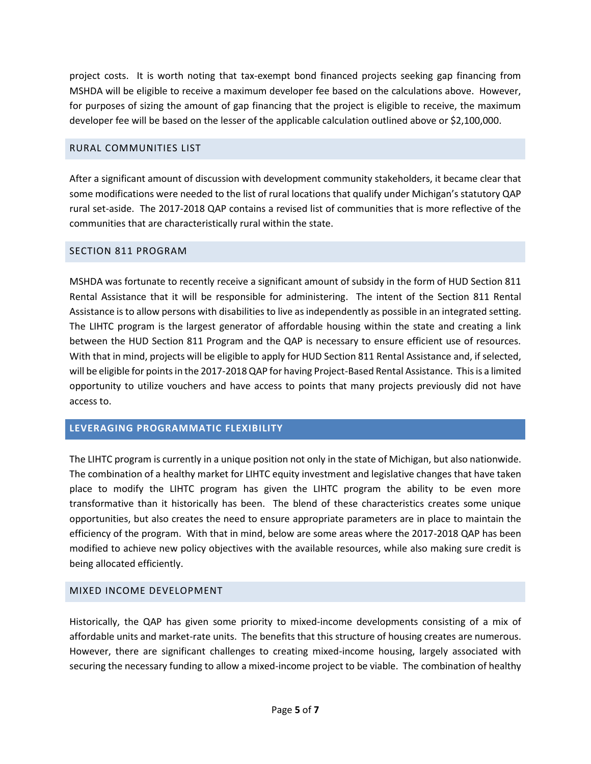project costs. It is worth noting that tax-exempt bond financed projects seeking gap financing from MSHDA will be eligible to receive a maximum developer fee based on the calculations above. However, for purposes of sizing the amount of gap financing that the project is eligible to receive, the maximum developer fee will be based on the lesser of the applicable calculation outlined above or $2,100,000.

### RURAL COMMUNITIES LIST

After a significant amount of discussion with development community stakeholders, it became clear that some modifications were needed to the list of rural locations that qualify under Michigan's statutory QAP rural set-aside. The 2017-2018 QAP contains a revised list of communities that is more reflective of the communities that are characteristically rural within the state.

### SECTION 811 PROGRAM

MSHDA was fortunate to recently receive a significant amount of subsidy in the form of HUD Section 811 Rental Assistance that it will be responsible for administering. The intent of the Section 811 Rental Assistance is to allow persons with disabilities to live as independently as possible in an integrated setting. The LIHTC program is the largest generator of affordable housing within the state and creating a link between the HUD Section 811 Program and the QAP is necessary to ensure efficient use of resources. With that in mind, projects will be eligible to apply for HUD Section 811 Rental Assistance and, if selected, will be eligible for points in the 2017-2018 QAP for having Project-Based Rental Assistance. This is a limited opportunity to utilize vouchers and have access to points that many projects previously did not have access to.

## LEVERAGING PROGRAMMATIC FLEXIBILITY

The LIHTC program is currently in a unique position not only in the state of Michigan, but also nationwide. The combination of a healthy market for LIHTC equity investment and legislative changes that have taken place to modify the LIHTC program has given the LIHTC program the ability to be even more transformative than it historically has been. The blend of these characteristics creates some unique opportunities, but also creates the need to ensure appropriate parameters are in place to maintain the efficiency of the program. With that in mind, below are some areas where the 2017-2018 QAP has been modified to achieve new policy objectives with the available resources, while also making sure credit is being allocated efficiently.

### MIXED INCOME DEVELOPMENT

Historically, the QAP has given some priority to mixed-income developments consisting of a mix of affordable units and market-rate units. The benefits that this structure of housing creates are numerous. However, there are significant challenges to creating mixed-income housing, largely associated with securing the necessary funding to allow a mixed-income project to be viable. The combination of healthy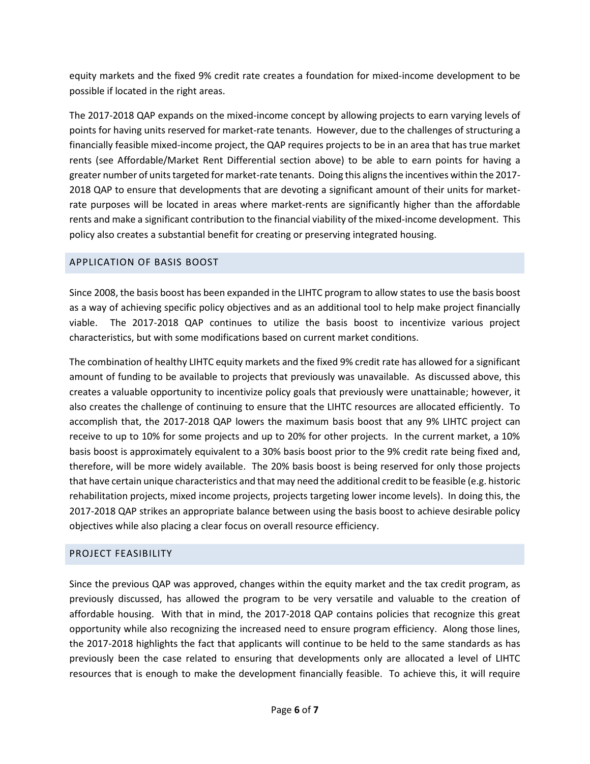equity markets and the fixed 9% credit rate creates a foundation for mixed-income development to be possible if located in the right areas.

The 2017-2018 QAP expands on the mixed-income concept by allowing projects to earn varying levels of points for having units reserved for market-rate tenants. However, due to the challenges of structuring a financially feasible mixed-income project, the QAP requires projects to be in an area that has true market rents (see Affordable/Market Rent Differential section above) to be able to earn points for having a greater number of units targeted for market-rate tenants. Doing this aligns the incentives within the 2017-2018 QAP to ensure that developments that are devoting a significant amount of their units for market-rate purposes will be located in areas where market-rents are significantly higher than the affordable rents and make a significant contribution to the financial viability of the mixed-income development. This policy also creates a substantial benefit for creating or preserving integrated housing.

## APPLICATION OF BASIS BOOST

Since 2008, the basis boost has been expanded in the LIHTC program to allow states to use the basis boost as a way of achieving specific policy objectives and as an additional tool to help make project financially viable. The 2017-2018 QAP continues to utilize the basis boost to incentivize various project characteristics, but with some modifications based on current market conditions.

The combination of healthy LIHTC equity markets and the fixed 9% credit rate has allowed for a significant amount of funding to be available to projects that previously was unavailable. As discussed above, this creates a valuable opportunity to incentivize policy goals that previously were unattainable; however, it also creates the challenge of continuing to ensure that the LIHTC resources are allocated efficiently. To accomplish that, the 2017-2018 QAP lowers the maximum basis boost that any 9% LIHTC project can receive to up to 10% for some projects and up to 20% for other projects. In the current market, a 10% basis boost is approximately equivalent to a 30% basis boost prior to the 9% credit rate being fixed and, therefore, will be more widely available. The 20% basis boost is being reserved for only those projects that have certain unique characteristics and that may need the additional credit to be feasible (e.g. historic rehabilitation projects, mixed income projects, projects targeting lower income levels). In doing this, the 2017-2018 QAP strikes an appropriate balance between using the basis boost to achieve desirable policy objectives while also placing a clear focus on overall resource efficiency.

## PROJECT FEASIBILITY

Since the previous QAP was approved, changes within the equity market and the tax credit program, as previously discussed, has allowed the program to be very versatile and valuable to the creation of affordable housing. With that in mind, the 2017-2018 QAP contains policies that recognize this great opportunity while also recognizing the increased need to ensure program efficiency. Along those lines, the 2017-2018 highlights the fact that applicants will continue to be held to the same standards as has previously been the case related to ensuring that developments only are allocated a level of LIHTC resources that is enough to make the development financially feasible. To achieve this, it will require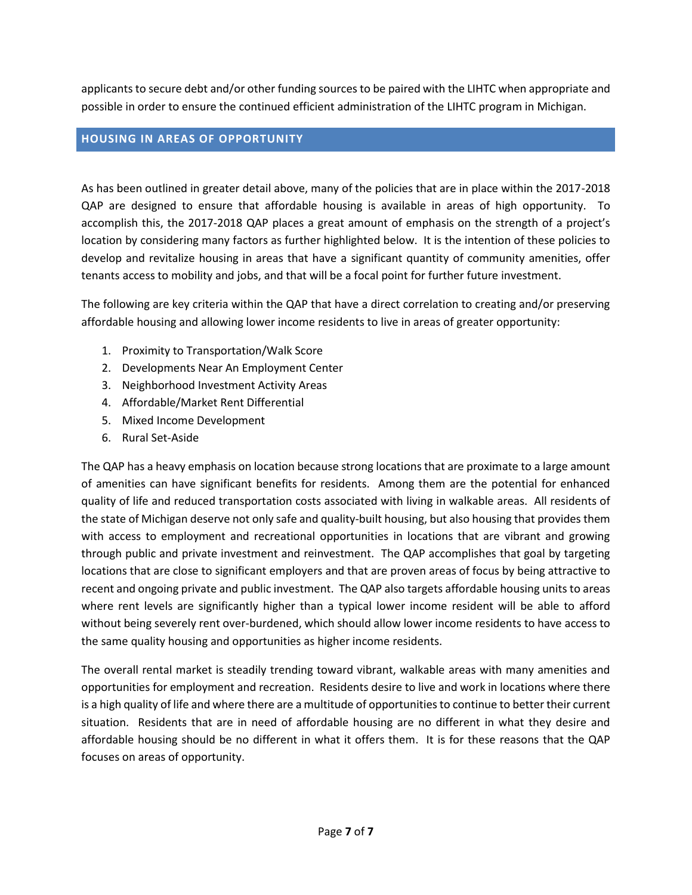applicants to secure debt and/or other funding sources to be paired with the LIHTC when appropriate and possible in order to ensure the continued efficient administration of the LIHTC program in Michigan.

## HOUSING IN AREAS OF OPPORTUNITY

As has been outlined in greater detail above, many of the policies that are in place within the 2017-2018 QAP are designed to ensure that affordable housing is available in areas of high opportunity. To accomplish this, the 2017-2018 QAP places a great amount of emphasis on the strength of a project's location by considering many factors as further highlighted below. It is the intention of these policies to develop and revitalize housing in areas that have a significant quantity of community amenities, offer tenants access to mobility and jobs, and that will be a focal point for further future investment.

The following are key criteria within the QAP that have a direct correlation to creating and/or preserving affordable housing and allowing lower income residents to live in areas of greater opportunity:

1. Proximity to Transportation/Walk Score
2. Developments Near An Employment Center
3. Neighborhood Investment Activity Areas
4. Affordable/Market Rent Differential
5. Mixed Income Development
6. Rural Set-Aside

The QAP has a heavy emphasis on location because strong locations that are proximate to a large amount of amenities can have significant benefits for residents. Among them are the potential for enhanced quality of life and reduced transportation costs associated with living in walkable areas. All residents of the state of Michigan deserve not only safe and quality-built housing, but also housing that provides them with access to employment and recreational opportunities in locations that are vibrant and growing through public and private investment and reinvestment. The QAP accomplishes that goal by targeting locations that are close to significant employers and that are proven areas of focus by being attractive to recent and ongoing private and public investment. The QAP also targets affordable housing units to areas where rent levels are significantly higher than a typical lower income resident will be able to afford without being severely rent over-burdened, which should allow lower income residents to have access to the same quality housing and opportunities as higher income residents.

The overall rental market is steadily trending toward vibrant, walkable areas with many amenities and opportunities for employment and recreation. Residents desire to live and work in locations where there is a high quality of life and where there are a multitude of opportunities to continue to better their current situation. Residents that are in need of affordable housing are no different in what they desire and affordable housing should be no different in what it offers them. It is for these reasons that the QAP focuses on areas of opportunity.